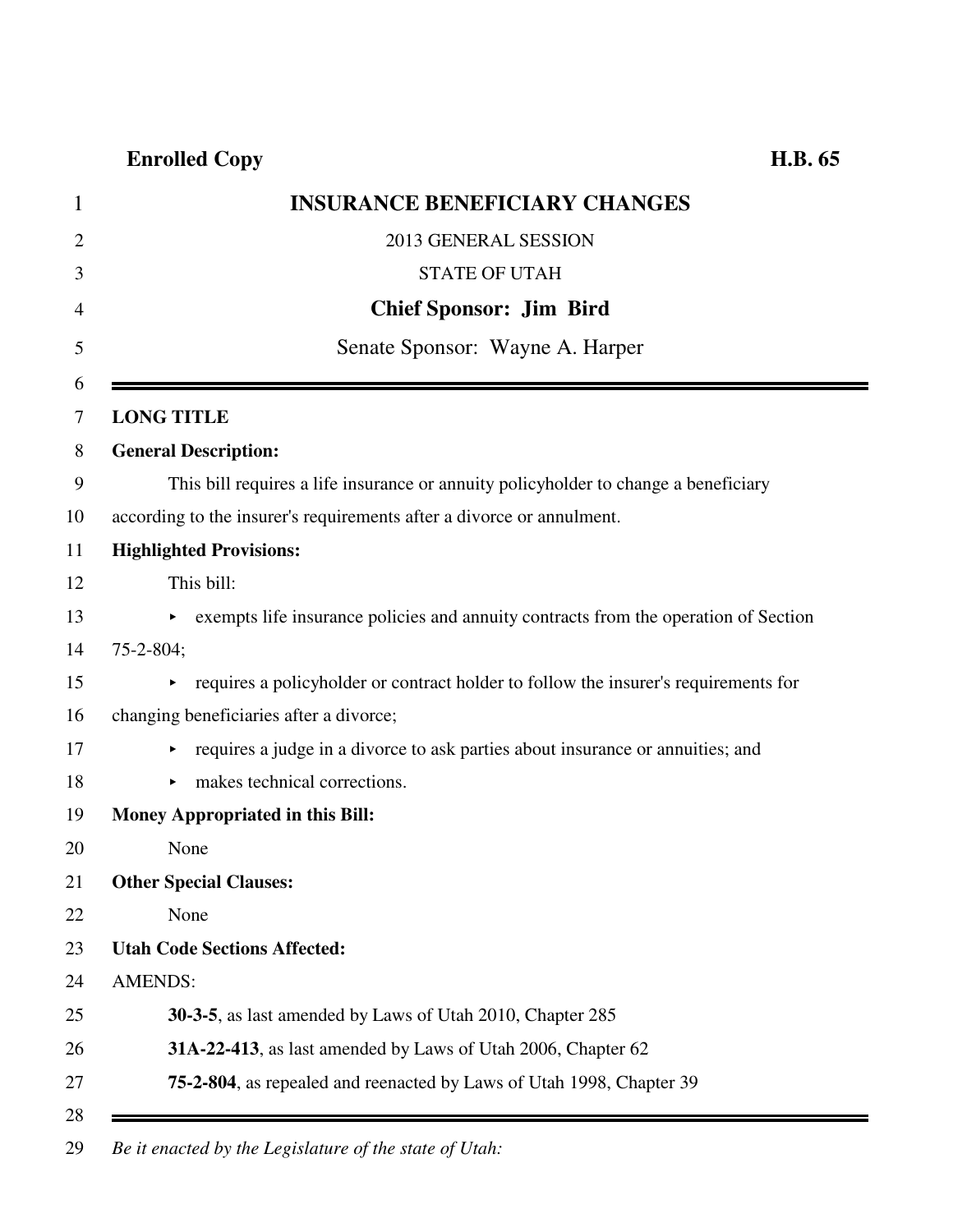**Enrolled Copy** **H.B. 65**

# INSURANCE BENEFICIARY CHANGES

2013 GENERAL SESSION

STATE OF UTAH

**Chief Sponsor: Jim Bird**

Senate Sponsor: Wayne A. Harper

---

**LONG TITLE**

**General Description:**

This bill requires a life insurance or annuity policyholder to change a beneficiary according to the insurer's requirements after a divorce or annulment.

**Highlighted Provisions:**

This bill:

- exempts life insurance policies and annuity contracts from the operation of Section 75-2-804;
- requires a policyholder or contract holder to follow the insurer's requirements for changing beneficiaries after a divorce;
- requires a judge in a divorce to ask parties about insurance or annuities; and
- makes technical corrections.

**Money Appropriated in this Bill:**

None

**Other Special Clauses:**

None

**Utah Code Sections Affected:**

AMENDS:

**30-3-5**, as last amended by Laws of Utah 2010, Chapter 285

**31A-22-413**, as last amended by Laws of Utah 2006, Chapter 62

**75-2-804**, as repealed and reenacted by Laws of Utah 1998, Chapter 39

---

*Be it enacted by the Legislature of the state of Utah:*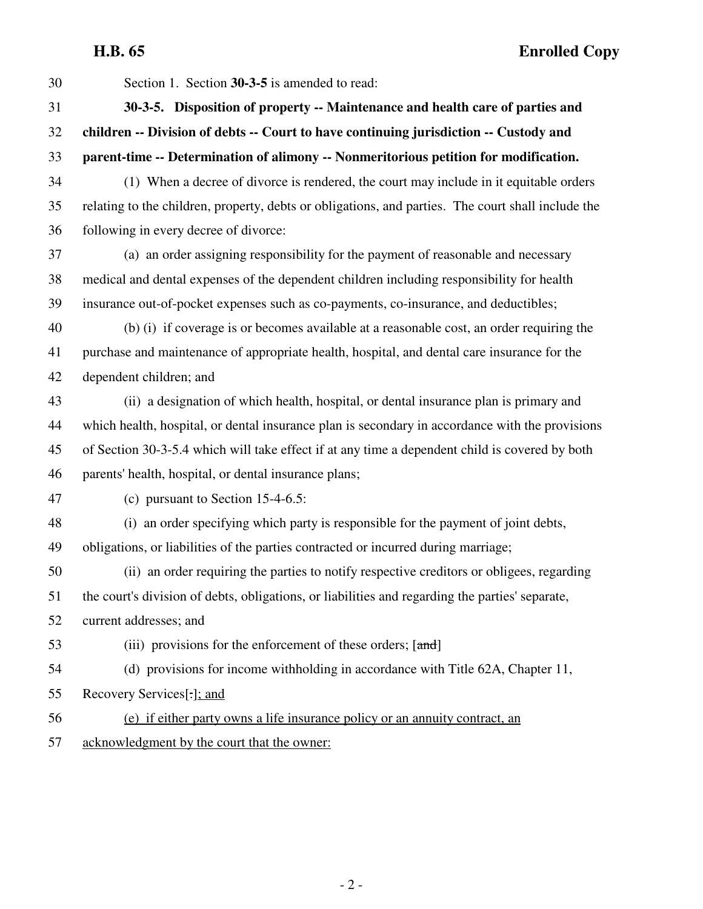Section 1. Section **30-3-5** is amended to read:

**30-3-5. Disposition of property -- Maintenance and health care of parties and children -- Division of debts -- Court to have continuing jurisdiction -- Custody and parent-time -- Determination of alimony -- Nonmeritorious petition for modification.**

(1) When a decree of divorce is rendered, the court may include in it equitable orders relating to the children, property, debts or obligations, and parties. The court shall include the following in every decree of divorce:

(a) an order assigning responsibility for the payment of reasonable and necessary medical and dental expenses of the dependent children including responsibility for health insurance out-of-pocket expenses such as co-payments, co-insurance, and deductibles;

(b) (i) if coverage is or becomes available at a reasonable cost, an order requiring the purchase and maintenance of appropriate health, hospital, and dental care insurance for the dependent children; and

(ii) a designation of which health, hospital, or dental insurance plan is primary and which health, hospital, or dental insurance plan is secondary in accordance with the provisions of Section 30-3-5.4 which will take effect if at any time a dependent child is covered by both parents' health, hospital, or dental insurance plans;

(c) pursuant to Section 15-4-6.5:

(i) an order specifying which party is responsible for the payment of joint debts, obligations, or liabilities of the parties contracted or incurred during marriage;

(ii) an order requiring the parties to notify respective creditors or obligees, regarding the court's division of debts, obligations, or liabilities and regarding the parties' separate, current addresses; and

(iii) provisions for the enforcement of these orders; [~~and~~]

(d) provisions for income withholding in accordance with Title 62A, Chapter 11, Recovery Services[~~.~~]<u>; and</u>

<u>(e) if either party owns a life insurance policy or an annuity contract, an acknowledgment by the court that the owner:</u>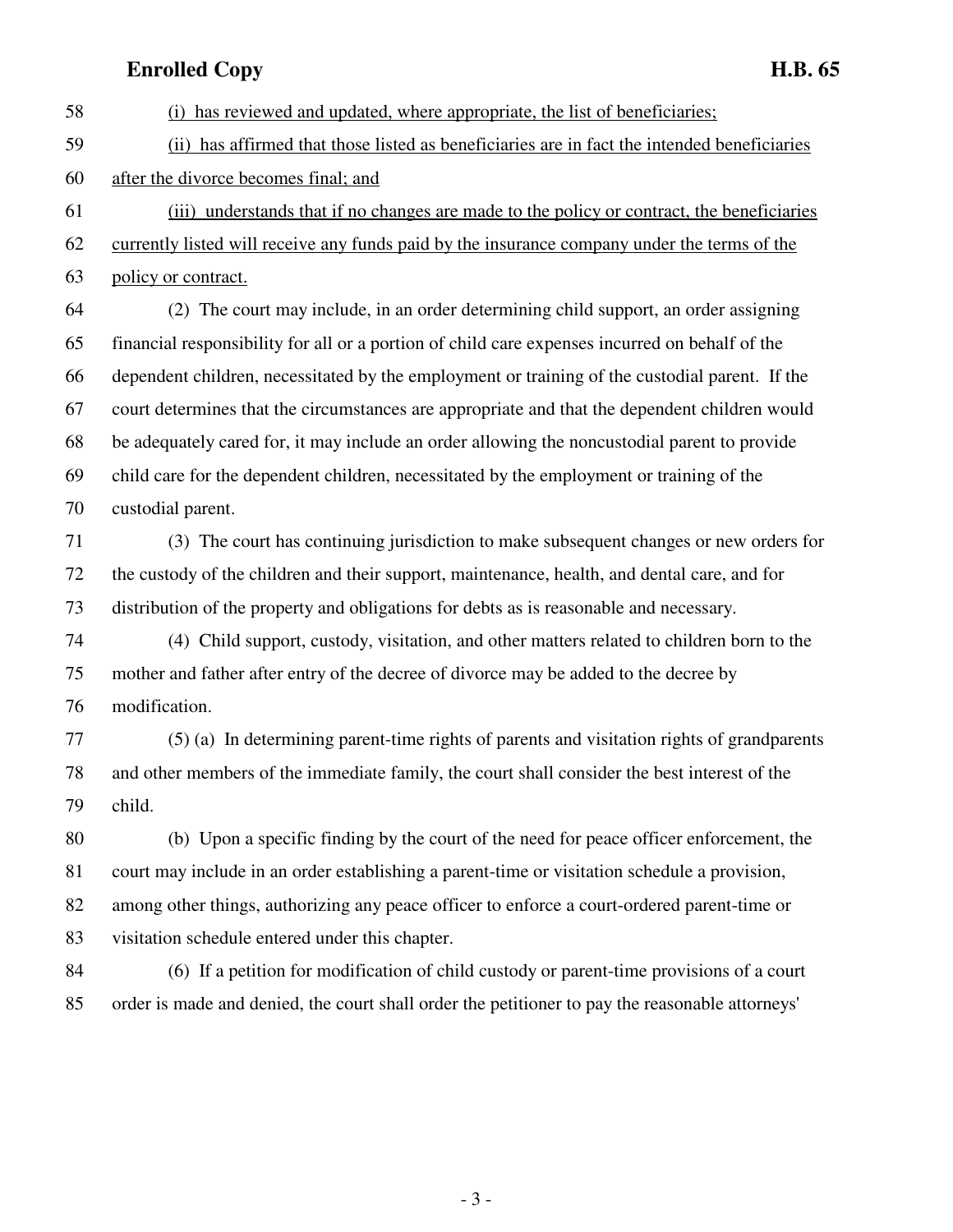(i) has reviewed and updated, where appropriate, the list of beneficiaries;

(ii) has affirmed that those listed as beneficiaries are in fact the intended beneficiaries after the divorce becomes final; and

(iii) understands that if no changes are made to the policy or contract, the beneficiaries currently listed will receive any funds paid by the insurance company under the terms of the policy or contract.

(2) The court may include, in an order determining child support, an order assigning financial responsibility for all or a portion of child care expenses incurred on behalf of the dependent children, necessitated by the employment or training of the custodial parent. If the court determines that the circumstances are appropriate and that the dependent children would be adequately cared for, it may include an order allowing the noncustodial parent to provide child care for the dependent children, necessitated by the employment or training of the custodial parent.

(3) The court has continuing jurisdiction to make subsequent changes or new orders for the custody of the children and their support, maintenance, health, and dental care, and for distribution of the property and obligations for debts as is reasonable and necessary.

(4) Child support, custody, visitation, and other matters related to children born to the mother and father after entry of the decree of divorce may be added to the decree by modification.

(5) (a) In determining parent-time rights of parents and visitation rights of grandparents and other members of the immediate family, the court shall consider the best interest of the child.

(b) Upon a specific finding by the court of the need for peace officer enforcement, the court may include in an order establishing a parent-time or visitation schedule a provision, among other things, authorizing any peace officer to enforce a court-ordered parent-time or visitation schedule entered under this chapter.

(6) If a petition for modification of child custody or parent-time provisions of a court order is made and denied, the court shall order the petitioner to pay the reasonable attorneys'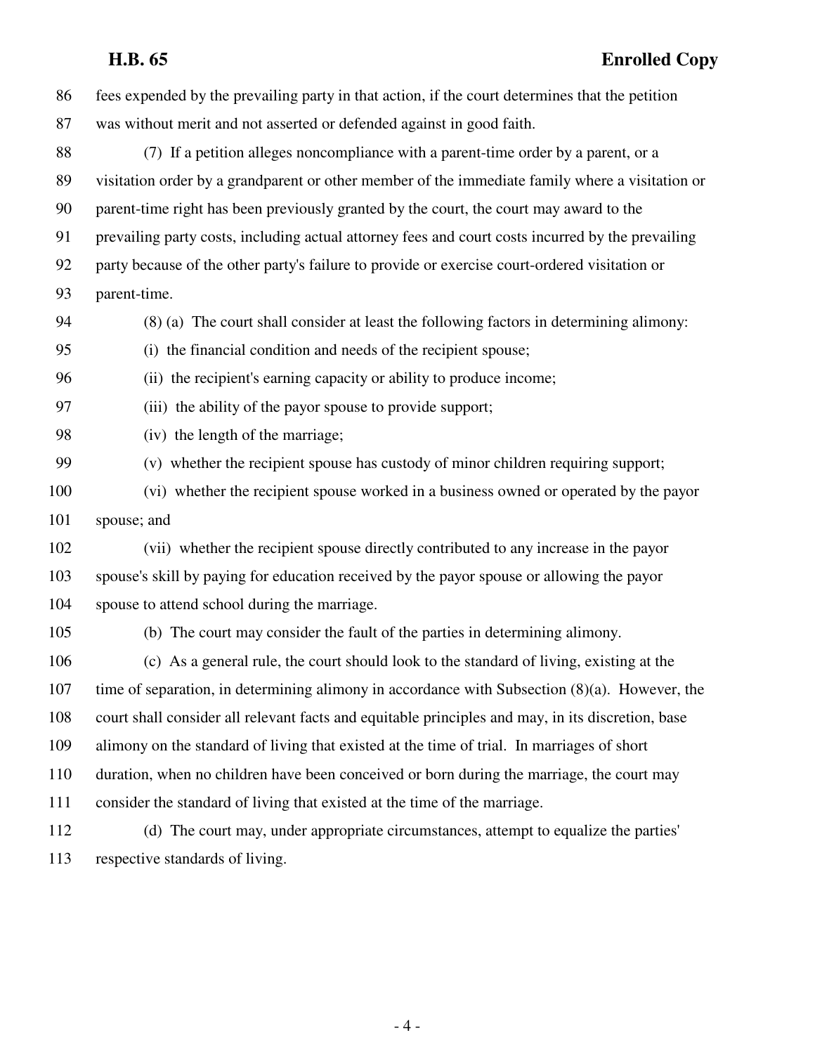fees expended by the prevailing party in that action, if the court determines that the petition was without merit and not asserted or defended against in good faith.

(7) If a petition alleges noncompliance with a parent-time order by a parent, or a visitation order by a grandparent or other member of the immediate family where a visitation or parent-time right has been previously granted by the court, the court may award to the prevailing party costs, including actual attorney fees and court costs incurred by the prevailing party because of the other party's failure to provide or exercise court-ordered visitation or parent-time.

(8) (a) The court shall consider at least the following factors in determining alimony:

(i) the financial condition and needs of the recipient spouse;

(ii) the recipient's earning capacity or ability to produce income;

(iii) the ability of the payor spouse to provide support;

(iv) the length of the marriage;

(v) whether the recipient spouse has custody of minor children requiring support;

(vi) whether the recipient spouse worked in a business owned or operated by the payor spouse; and

(vii) whether the recipient spouse directly contributed to any increase in the payor spouse's skill by paying for education received by the payor spouse or allowing the payor spouse to attend school during the marriage.

(b) The court may consider the fault of the parties in determining alimony.

(c) As a general rule, the court should look to the standard of living, existing at the time of separation, in determining alimony in accordance with Subsection (8)(a). However, the court shall consider all relevant facts and equitable principles and may, in its discretion, base alimony on the standard of living that existed at the time of trial. In marriages of short duration, when no children have been conceived or born during the marriage, the court may consider the standard of living that existed at the time of the marriage.

(d) The court may, under appropriate circumstances, attempt to equalize the parties' respective standards of living.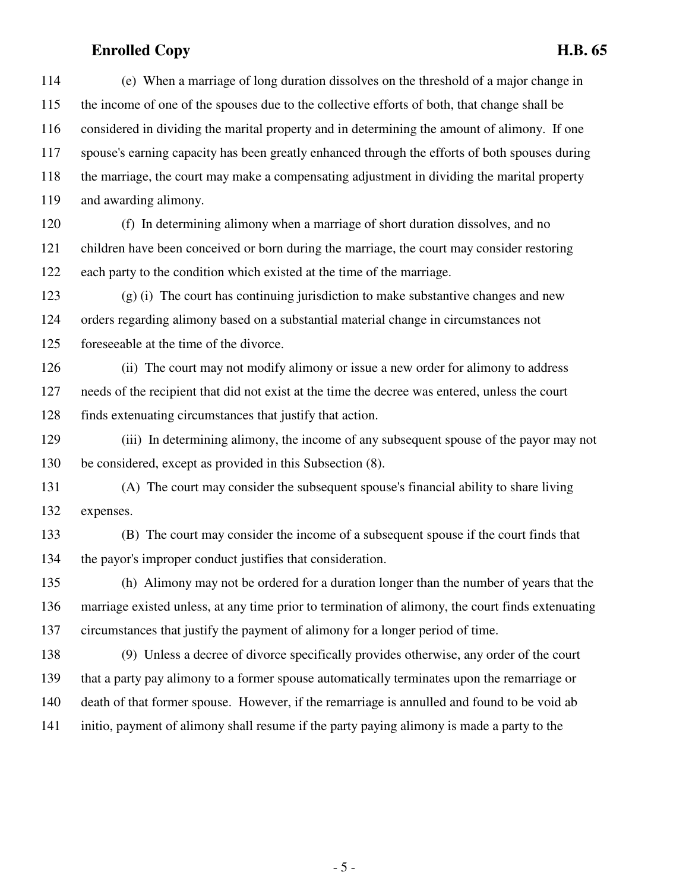(e) When a marriage of long duration dissolves on the threshold of a major change in the income of one of the spouses due to the collective efforts of both, that change shall be considered in dividing the marital property and in determining the amount of alimony. If one spouse's earning capacity has been greatly enhanced through the efforts of both spouses during the marriage, the court may make a compensating adjustment in dividing the marital property and awarding alimony.

(f) In determining alimony when a marriage of short duration dissolves, and no children have been conceived or born during the marriage, the court may consider restoring each party to the condition which existed at the time of the marriage.

(g) (i) The court has continuing jurisdiction to make substantive changes and new orders regarding alimony based on a substantial material change in circumstances not foreseeable at the time of the divorce.

(ii) The court may not modify alimony or issue a new order for alimony to address needs of the recipient that did not exist at the time the decree was entered, unless the court finds extenuating circumstances that justify that action.

(iii) In determining alimony, the income of any subsequent spouse of the payor may not be considered, except as provided in this Subsection (8).

(A) The court may consider the subsequent spouse's financial ability to share living expenses.

(B) The court may consider the income of a subsequent spouse if the court finds that the payor's improper conduct justifies that consideration.

(h) Alimony may not be ordered for a duration longer than the number of years that the marriage existed unless, at any time prior to termination of alimony, the court finds extenuating circumstances that justify the payment of alimony for a longer period of time.

(9) Unless a decree of divorce specifically provides otherwise, any order of the court that a party pay alimony to a former spouse automatically terminates upon the remarriage or death of that former spouse. However, if the remarriage is annulled and found to be void ab initio, payment of alimony shall resume if the party paying alimony is made a party to the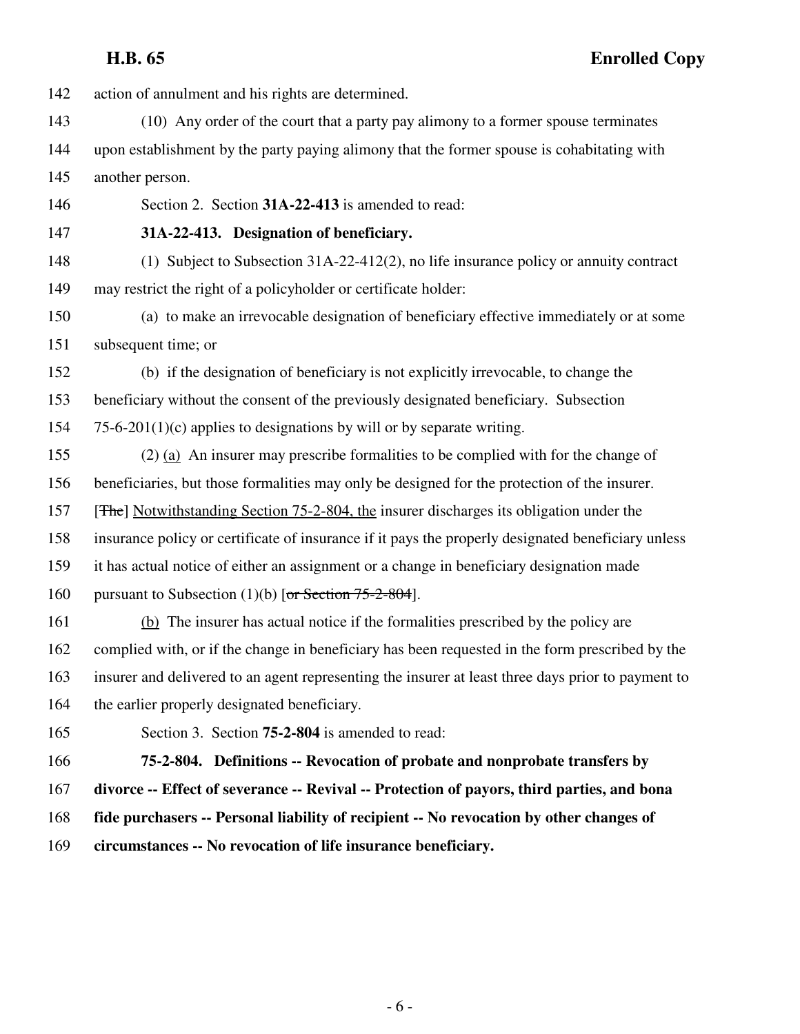142 action of annulment and his rights are determined.

143 (10) Any order of the court that a party pay alimony to a former spouse terminates
144 upon establishment by the party paying alimony that the former spouse is cohabitating with
145 another person.

146 Section 2. Section **31A-22-413** is amended to read:

147 **31A-22-413. Designation of beneficiary.**

148 (1) Subject to Subsection 31A-22-412(2), no life insurance policy or annuity contract
149 may restrict the right of a policyholder or certificate holder:

150 (a) to make an irrevocable designation of beneficiary effective immediately or at some
151 subsequent time; or

152 (b) if the designation of beneficiary is not explicitly irrevocable, to change the
153 beneficiary without the consent of the previously designated beneficiary. Subsection
154 75-6-201(1)(c) applies to designations by will or by separate writing.

155 (2) <u>(a)</u> An insurer may prescribe formalities to be complied with for the change of
156 beneficiaries, but those formalities may only be designed for the protection of the insurer.
157 [~~The~~] <u>Notwithstanding Section 75-2-804, the</u> insurer discharges its obligation under the
158 insurance policy or certificate of insurance if it pays the properly designated beneficiary unless
159 it has actual notice of either an assignment or a change in beneficiary designation made
160 pursuant to Subsection (1)(b) [~~or Section 75-2-804~~].

161 <u>(b)</u> The insurer has actual notice if the formalities prescribed by the policy are
162 complied with, or if the change in beneficiary has been requested in the form prescribed by the
163 insurer and delivered to an agent representing the insurer at least three days prior to payment to
164 the earlier properly designated beneficiary.

165 Section 3. Section **75-2-804** is amended to read:

166 **75-2-804. Definitions -- Revocation of probate and nonprobate transfers by**
167 **divorce -- Effect of severance -- Revival -- Protection of payors, third parties, and bona**
168 **fide purchasers -- Personal liability of recipient -- No revocation by other changes of**
169 **circumstances -- No revocation of life insurance beneficiary.**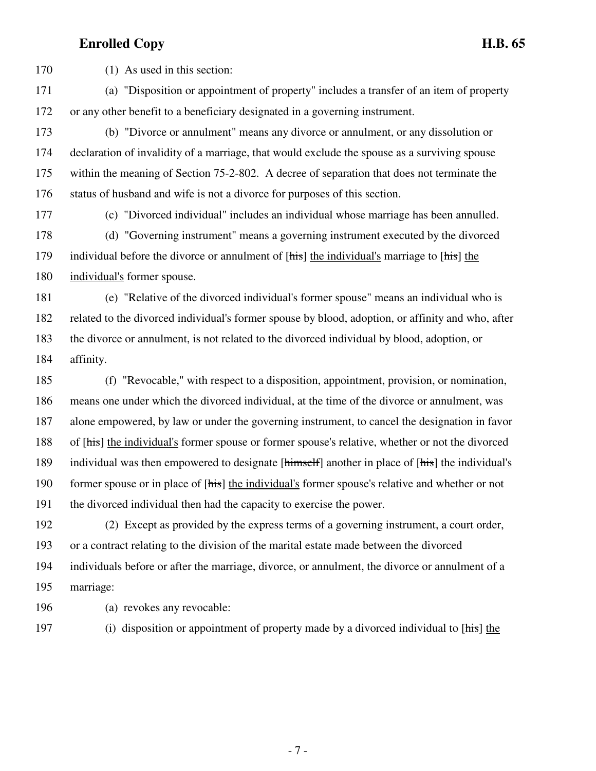170 (1) As used in this section:

171 (a) "Disposition or appointment of property" includes a transfer of an item of property
172 or any other benefit to a beneficiary designated in a governing instrument.

173 (b) "Divorce or annulment" means any divorce or annulment, or any dissolution or
174 declaration of invalidity of a marriage, that would exclude the spouse as a surviving spouse
175 within the meaning of Section 75-2-802. A decree of separation that does not terminate the
176 status of husband and wife is not a divorce for purposes of this section.

177 (c) "Divorced individual" includes an individual whose marriage has been annulled.

178 (d) "Governing instrument" means a governing instrument executed by the divorced
179 individual before the divorce or annulment of [~~his~~] <u>the individual's</u> marriage to [~~his~~] <u>the</u>
180 <u>individual's</u> former spouse.

181 (e) "Relative of the divorced individual's former spouse" means an individual who is
182 related to the divorced individual's former spouse by blood, adoption, or affinity and who, after
183 the divorce or annulment, is not related to the divorced individual by blood, adoption, or
184 affinity.

185 (f) "Revocable," with respect to a disposition, appointment, provision, or nomination,
186 means one under which the divorced individual, at the time of the divorce or annulment, was
187 alone empowered, by law or under the governing instrument, to cancel the designation in favor
188 of [~~his~~] <u>the individual's</u> former spouse or former spouse's relative, whether or not the divorced
189 individual was then empowered to designate [~~himself~~] <u>another</u> in place of [~~his~~] <u>the individual's</u>
190 former spouse or in place of [~~his~~] <u>the individual's</u> former spouse's relative and whether or not
191 the divorced individual then had the capacity to exercise the power.

192 (2) Except as provided by the express terms of a governing instrument, a court order,
193 or a contract relating to the division of the marital estate made between the divorced
194 individuals before or after the marriage, divorce, or annulment, the divorce or annulment of a
195 marriage:

196 (a) revokes any revocable:

197 (i) disposition or appointment of property made by a divorced individual to [~~his~~] <u>the</u>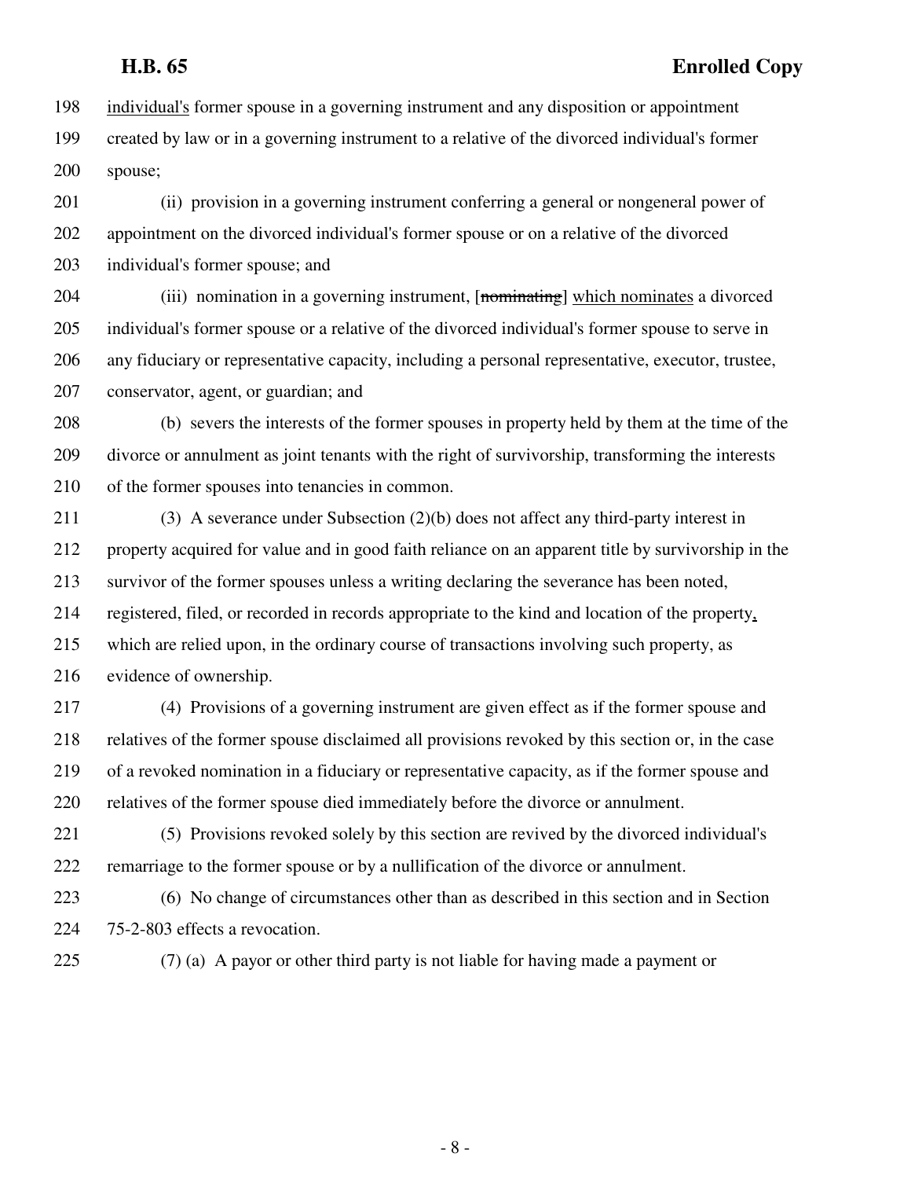individual's former spouse in a governing instrument and any disposition or appointment created by law or in a governing instrument to a relative of the divorced individual's former spouse;

(ii) provision in a governing instrument conferring a general or nongeneral power of appointment on the divorced individual's former spouse or on a relative of the divorced individual's former spouse; and

(iii) nomination in a governing instrument, [~~nominating~~] which nominates a divorced individual's former spouse or a relative of the divorced individual's former spouse to serve in any fiduciary or representative capacity, including a personal representative, executor, trustee, conservator, agent, or guardian; and

(b) severs the interests of the former spouses in property held by them at the time of the divorce or annulment as joint tenants with the right of survivorship, transforming the interests of the former spouses into tenancies in common.

(3) A severance under Subsection (2)(b) does not affect any third-party interest in property acquired for value and in good faith reliance on an apparent title by survivorship in the survivor of the former spouses unless a writing declaring the severance has been noted, registered, filed, or recorded in records appropriate to the kind and location of the property, which are relied upon, in the ordinary course of transactions involving such property, as evidence of ownership.

(4) Provisions of a governing instrument are given effect as if the former spouse and relatives of the former spouse disclaimed all provisions revoked by this section or, in the case of a revoked nomination in a fiduciary or representative capacity, as if the former spouse and relatives of the former spouse died immediately before the divorce or annulment.

(5) Provisions revoked solely by this section are revived by the divorced individual's remarriage to the former spouse or by a nullification of the divorce or annulment.

(6) No change of circumstances other than as described in this section and in Section 75-2-803 effects a revocation.

(7) (a) A payor or other third party is not liable for having made a payment or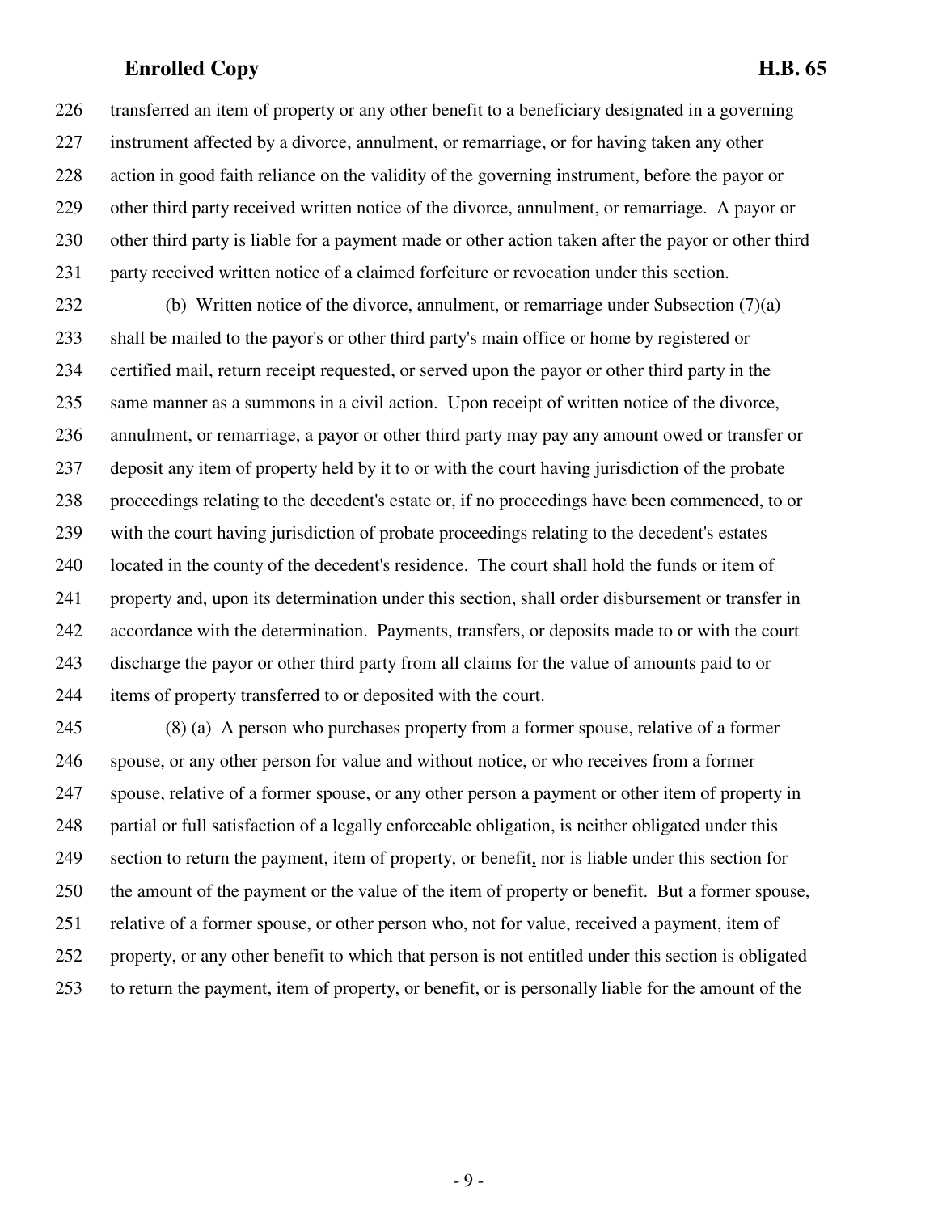transferred an item of property or any other benefit to a beneficiary designated in a governing instrument affected by a divorce, annulment, or remarriage, or for having taken any other action in good faith reliance on the validity of the governing instrument, before the payor or other third party received written notice of the divorce, annulment, or remarriage. A payor or other third party is liable for a payment made or other action taken after the payor or other third party received written notice of a claimed forfeiture or revocation under this section.

(b) Written notice of the divorce, annulment, or remarriage under Subsection (7)(a) shall be mailed to the payor's or other third party's main office or home by registered or certified mail, return receipt requested, or served upon the payor or other third party in the same manner as a summons in a civil action. Upon receipt of written notice of the divorce, annulment, or remarriage, a payor or other third party may pay any amount owed or transfer or deposit any item of property held by it to or with the court having jurisdiction of the probate proceedings relating to the decedent's estate or, if no proceedings have been commenced, to or with the court having jurisdiction of probate proceedings relating to the decedent's estates located in the county of the decedent's residence. The court shall hold the funds or item of property and, upon its determination under this section, shall order disbursement or transfer in accordance with the determination. Payments, transfers, or deposits made to or with the court discharge the payor or other third party from all claims for the value of amounts paid to or items of property transferred to or deposited with the court.

(8) (a) A person who purchases property from a former spouse, relative of a former spouse, or any other person for value and without notice, or who receives from a former spouse, relative of a former spouse, or any other person a payment or other item of property in partial or full satisfaction of a legally enforceable obligation, is neither obligated under this section to return the payment, item of property, or benefit, nor is liable under this section for the amount of the payment or the value of the item of property or benefit. But a former spouse, relative of a former spouse, or other person who, not for value, received a payment, item of property, or any other benefit to which that person is not entitled under this section is obligated to return the payment, item of property, or benefit, or is personally liable for the amount of the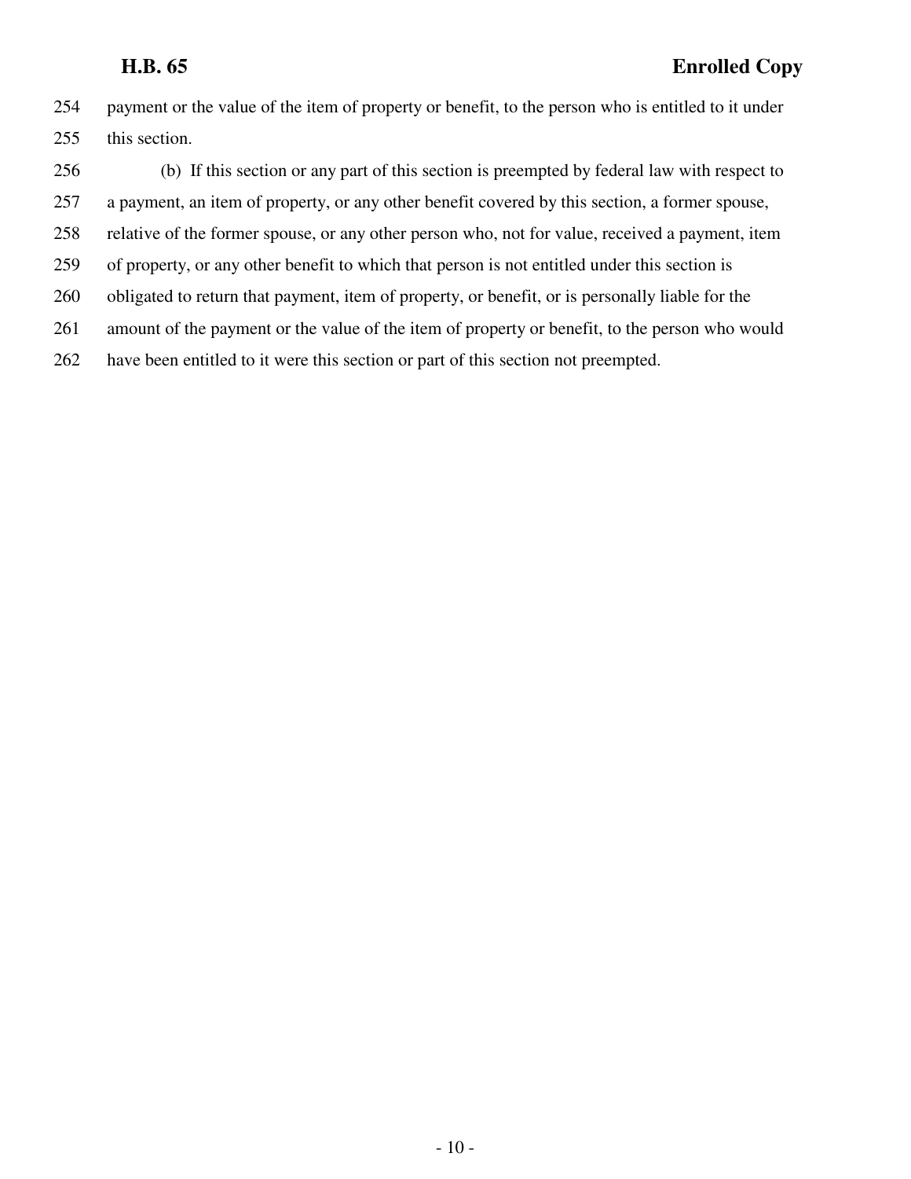payment or the value of the item of property or benefit, to the person who is entitled to it under this section.

(b) If this section or any part of this section is preempted by federal law with respect to a payment, an item of property, or any other benefit covered by this section, a former spouse, relative of the former spouse, or any other person who, not for value, received a payment, item of property, or any other benefit to which that person is not entitled under this section is obligated to return that payment, item of property, or benefit, or is personally liable for the amount of the payment or the value of the item of property or benefit, to the person who would have been entitled to it were this section or part of this section not preempted.